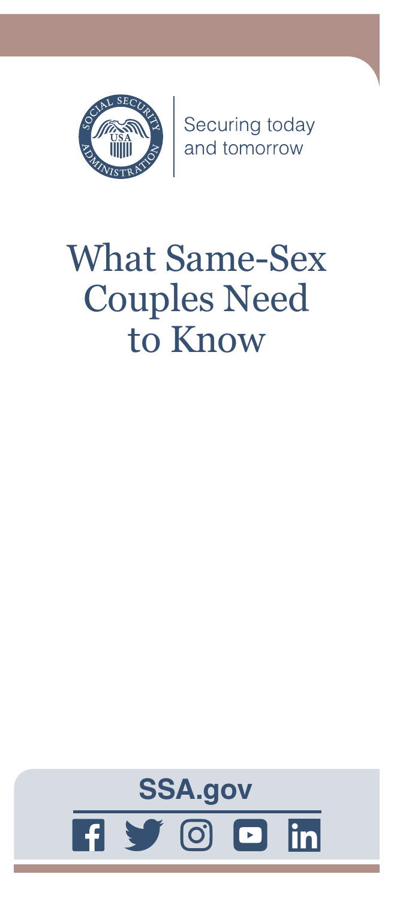Securing today and tomorrow

# What Same-Sex Couples Need to Know

**SSA.gov**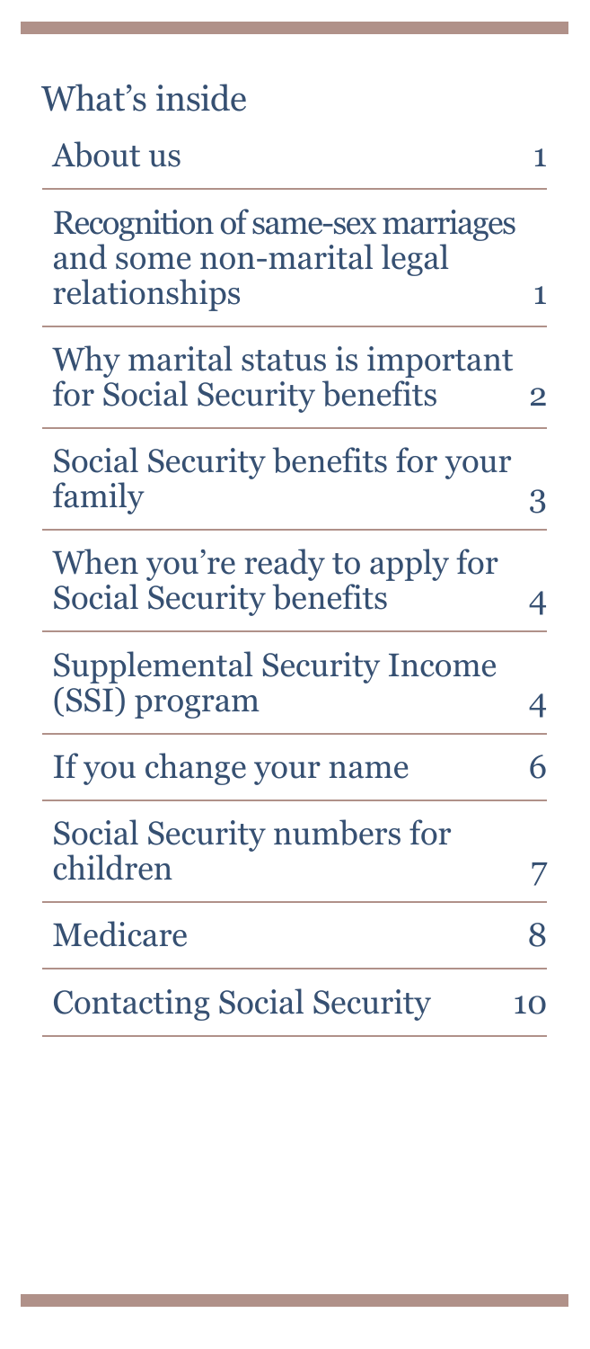## What's inside

| | |
|---|---|
| About us | 1 |
| Recognition of same-sex marriages and some non-marital legal relationships | 1 |
| Why marital status is important for Social Security benefits | 2 |
| Social Security benefits for your family | 3 |
| When you're ready to apply for Social Security benefits | 4 |
| Supplemental Security Income (SSI) program | 4 |
| If you change your name | 6 |
| Social Security numbers for children | 7 |
| Medicare | 8 |
| Contacting Social Security | 10 |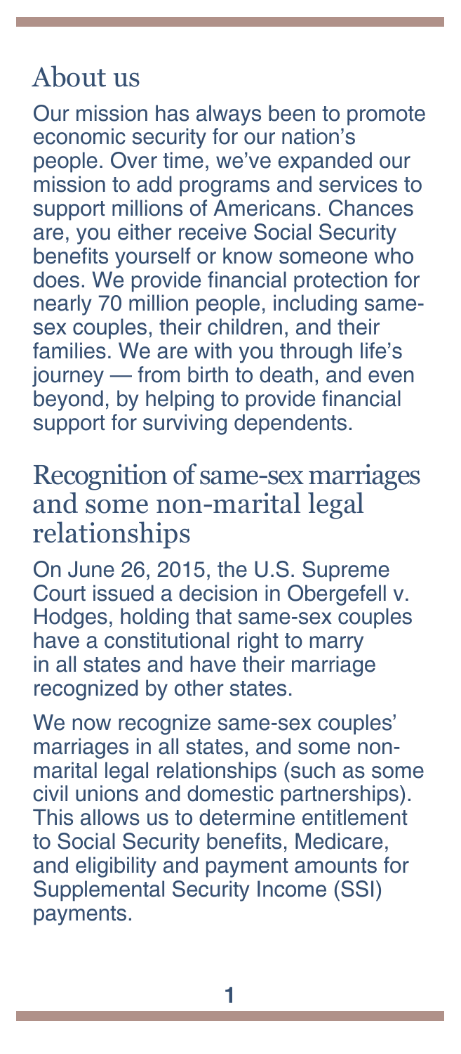## About us

Our mission has always been to promote economic security for our nation's people. Over time, we've expanded our mission to add programs and services to support millions of Americans. Chances are, you either receive Social Security benefits yourself or know someone who does. We provide financial protection for nearly 70 million people, including same-sex couples, their children, and their families. We are with you through life's journey — from birth to death, and even beyond, by helping to provide financial support for surviving dependents.

## Recognition of same-sex marriages and some non-marital legal relationships

On June 26, 2015, the U.S. Supreme Court issued a decision in Obergefell v. Hodges, holding that same-sex couples have a constitutional right to marry in all states and have their marriage recognized by other states.

We now recognize same-sex couples' marriages in all states, and some non-marital legal relationships (such as some civil unions and domestic partnerships). This allows us to determine entitlement to Social Security benefits, Medicare, and eligibility and payment amounts for Supplemental Security Income (SSI) payments.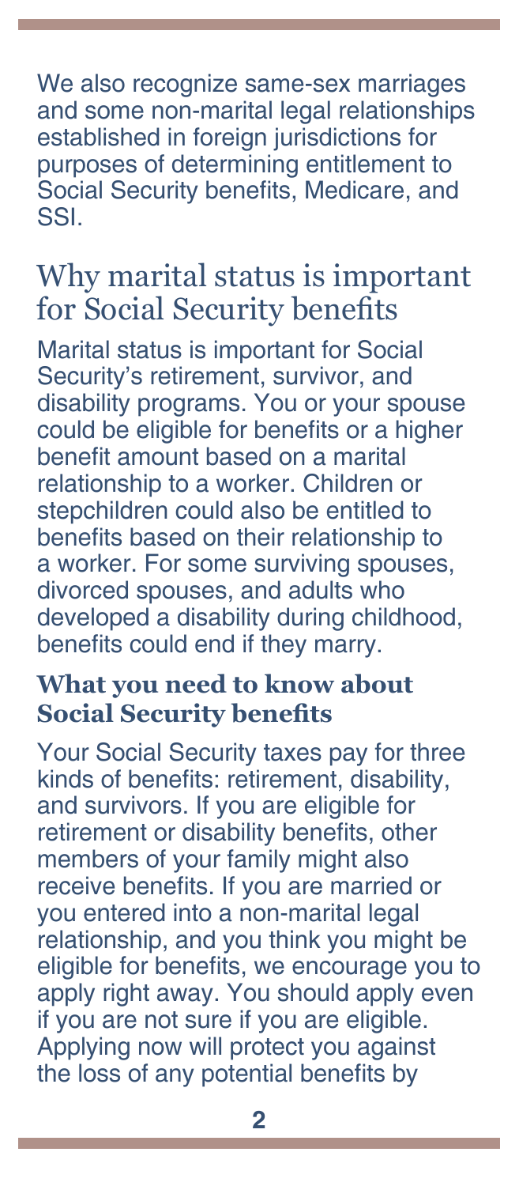We also recognize same-sex marriages and some non-marital legal relationships established in foreign jurisdictions for purposes of determining entitlement to Social Security benefits, Medicare, and SSI.

## Why marital status is important for Social Security benefits

Marital status is important for Social Security's retirement, survivor, and disability programs. You or your spouse could be eligible for benefits or a higher benefit amount based on a marital relationship to a worker. Children or stepchildren could also be entitled to benefits based on their relationship to a worker. For some surviving spouses, divorced spouses, and adults who developed a disability during childhood, benefits could end if they marry.

### What you need to know about Social Security benefits

Your Social Security taxes pay for three kinds of benefits: retirement, disability, and survivors. If you are eligible for retirement or disability benefits, other members of your family might also receive benefits. If you are married or you entered into a non-marital legal relationship, and you think you might be eligible for benefits, we encourage you to apply right away. You should apply even if you are not sure if you are eligible. Applying now will protect you against the loss of any potential benefits by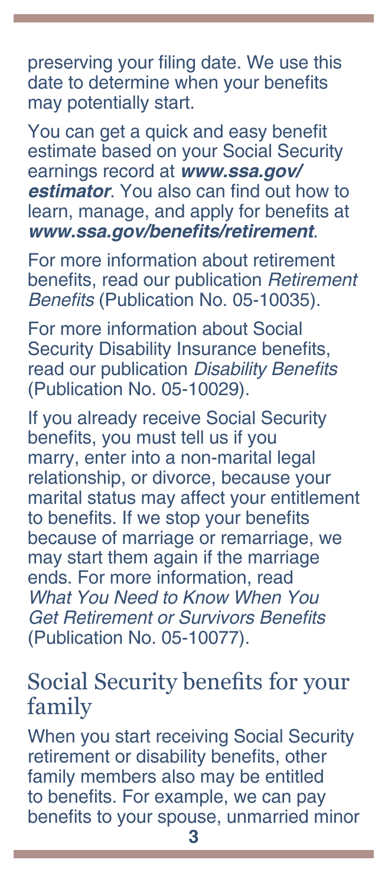preserving your filing date. We use this date to determine when your benefits may potentially start.

You can get a quick and easy benefit estimate based on your Social Security earnings record at ***www.ssa.gov/estimator***. You also can find out how to learn, manage, and apply for benefits at ***www.ssa.gov/benefits/retirement***.

For more information about retirement benefits, read our publication *Retirement Benefits* (Publication No. 05-10035).

For more information about Social Security Disability Insurance benefits, read our publication *Disability Benefits* (Publication No. 05-10029).

If you already receive Social Security benefits, you must tell us if you marry, enter into a non-marital legal relationship, or divorce, because your marital status may affect your entitlement to benefits. If we stop your benefits because of marriage or remarriage, we may start them again if the marriage ends. For more information, read *What You Need to Know When You Get Retirement or Survivors Benefits* (Publication No. 05-10077).

## Social Security benefits for your family

When you start receiving Social Security retirement or disability benefits, other family members also may be entitled to benefits. For example, we can pay benefits to your spouse, unmarried minor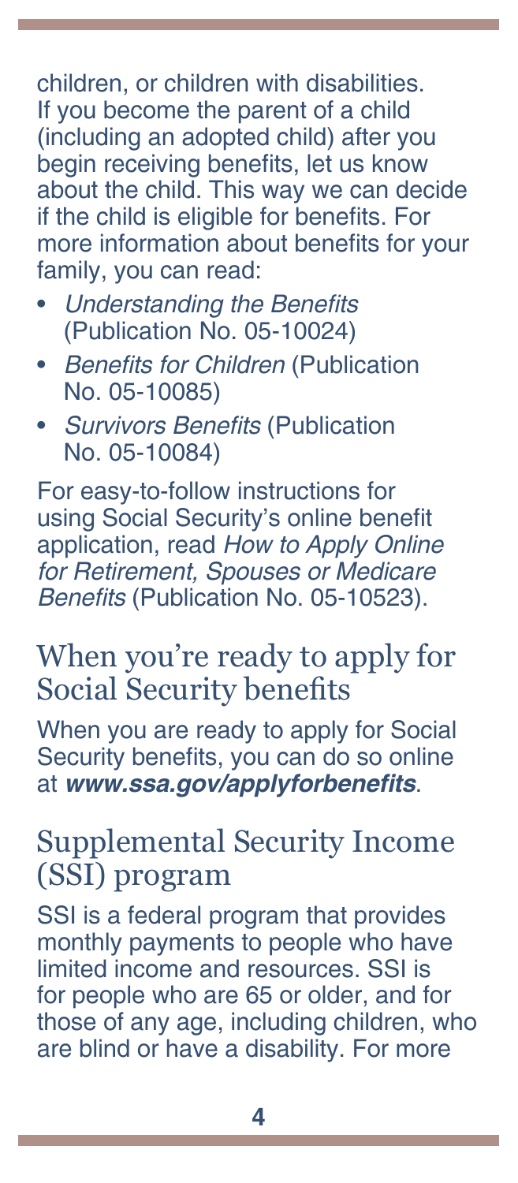children, or children with disabilities. If you become the parent of a child (including an adopted child) after you begin receiving benefits, let us know about the child. This way we can decide if the child is eligible for benefits. For more information about benefits for your family, you can read:

- *Understanding the Benefits* (Publication No. 05-10024)
- *Benefits for Children* (Publication No. 05-10085)
- *Survivors Benefits* (Publication No. 05-10084)

For easy-to-follow instructions for using Social Security's online benefit application, read *How to Apply Online for Retirement, Spouses or Medicare Benefits* (Publication No. 05-10523).

## When you're ready to apply for Social Security benefits

When you are ready to apply for Social Security benefits, you can do so online at ***www.ssa.gov/applyforbenefits***.

## Supplemental Security Income (SSI) program

SSI is a federal program that provides monthly payments to people who have limited income and resources. SSI is for people who are 65 or older, and for those of any age, including children, who are blind or have a disability. For more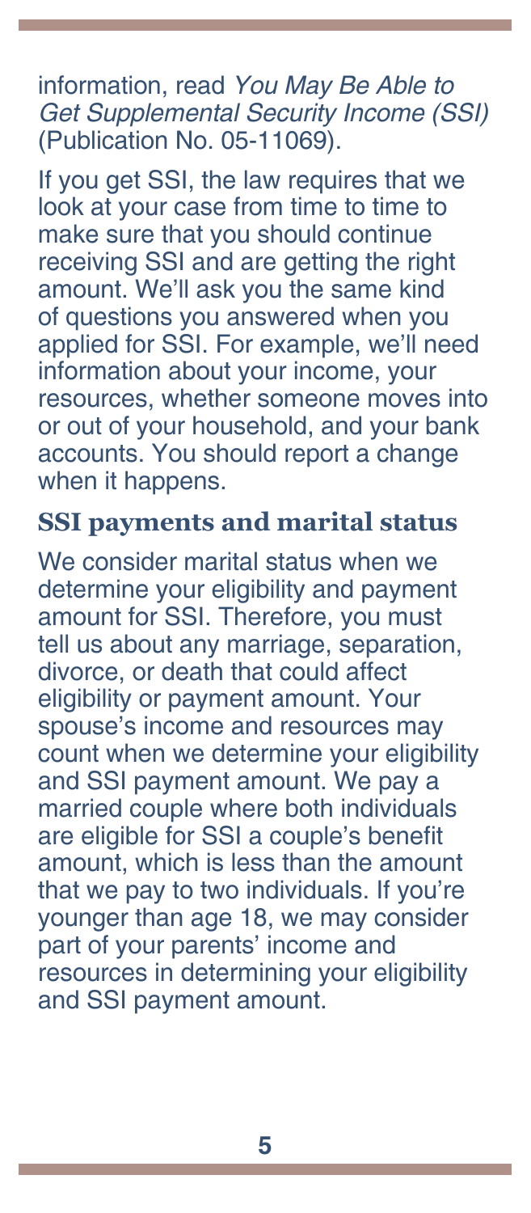information, read *You May Be Able to Get Supplemental Security Income (SSI)* (Publication No. 05-11069).

If you get SSI, the law requires that we look at your case from time to time to make sure that you should continue receiving SSI and are getting the right amount. We'll ask you the same kind of questions you answered when you applied for SSI. For example, we'll need information about your income, your resources, whether someone moves into or out of your household, and your bank accounts. You should report a change when it happens.

## SSI payments and marital status

We consider marital status when we determine your eligibility and payment amount for SSI. Therefore, you must tell us about any marriage, separation, divorce, or death that could affect eligibility or payment amount. Your spouse's income and resources may count when we determine your eligibility and SSI payment amount. We pay a married couple where both individuals are eligible for SSI a couple's benefit amount, which is less than the amount that we pay to two individuals. If you're younger than age 18, we may consider part of your parents' income and resources in determining your eligibility and SSI payment amount.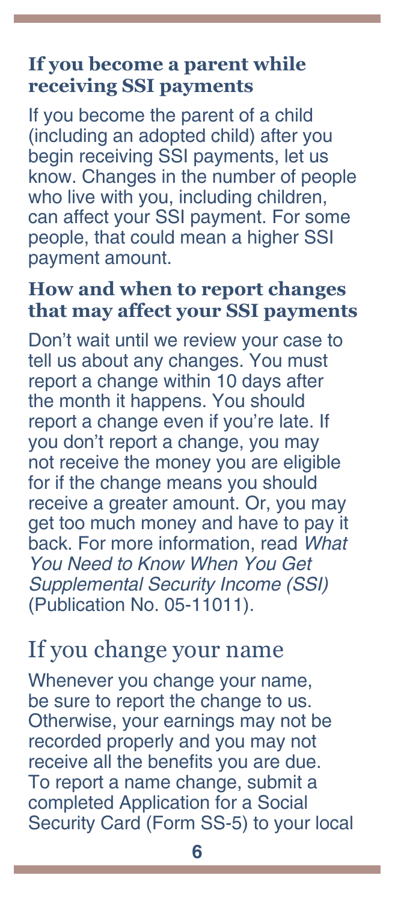### If you become a parent while receiving SSI payments

If you become the parent of a child (including an adopted child) after you begin receiving SSI payments, let us know. Changes in the number of people who live with you, including children, can affect your SSI payment. For some people, that could mean a higher SSI payment amount.

### How and when to report changes that may affect your SSI payments

Don't wait until we review your case to tell us about any changes. You must report a change within 10 days after the month it happens. You should report a change even if you're late. If you don't report a change, you may not receive the money you are eligible for if the change means you should receive a greater amount. Or, you may get too much money and have to pay it back. For more information, read *What You Need to Know When You Get Supplemental Security Income (SSI)* (Publication No. 05-11011).

## If you change your name

Whenever you change your name, be sure to report the change to us. Otherwise, your earnings may not be recorded properly and you may not receive all the benefits you are due. To report a name change, submit a completed Application for a Social Security Card (Form SS-5) to your local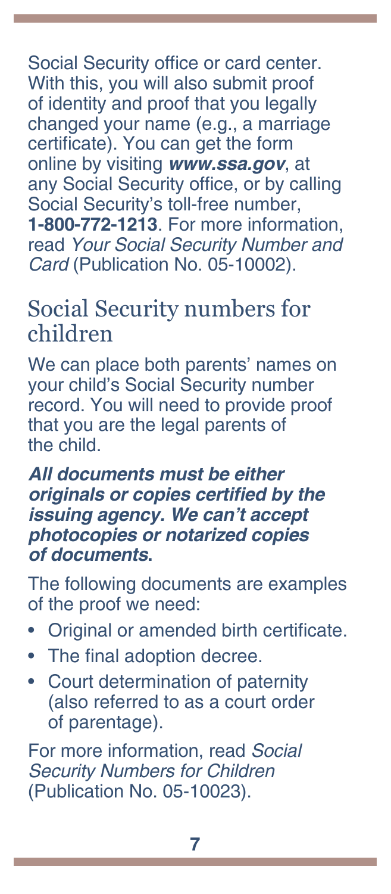Social Security office or card center. With this, you will also submit proof of identity and proof that you legally changed your name (e.g., a marriage certificate). You can get the form online by visiting ***www.ssa.gov***, at any Social Security office, or by calling Social Security's toll-free number, **1-800-772-1213**. For more information, read *Your Social Security Number and Card* (Publication No. 05-10002).

## Social Security numbers for children

We can place both parents' names on your child's Social Security number record. You will need to provide proof that you are the legal parents of the child.

***All documents must be either originals or copies certified by the issuing agency. We can't accept photocopies or notarized copies of documents*.**

The following documents are examples of the proof we need:

- Original or amended birth certificate.
- The final adoption decree.
- Court determination of paternity (also referred to as a court order of parentage).

For more information, read *Social Security Numbers for Children* (Publication No. 05-10023).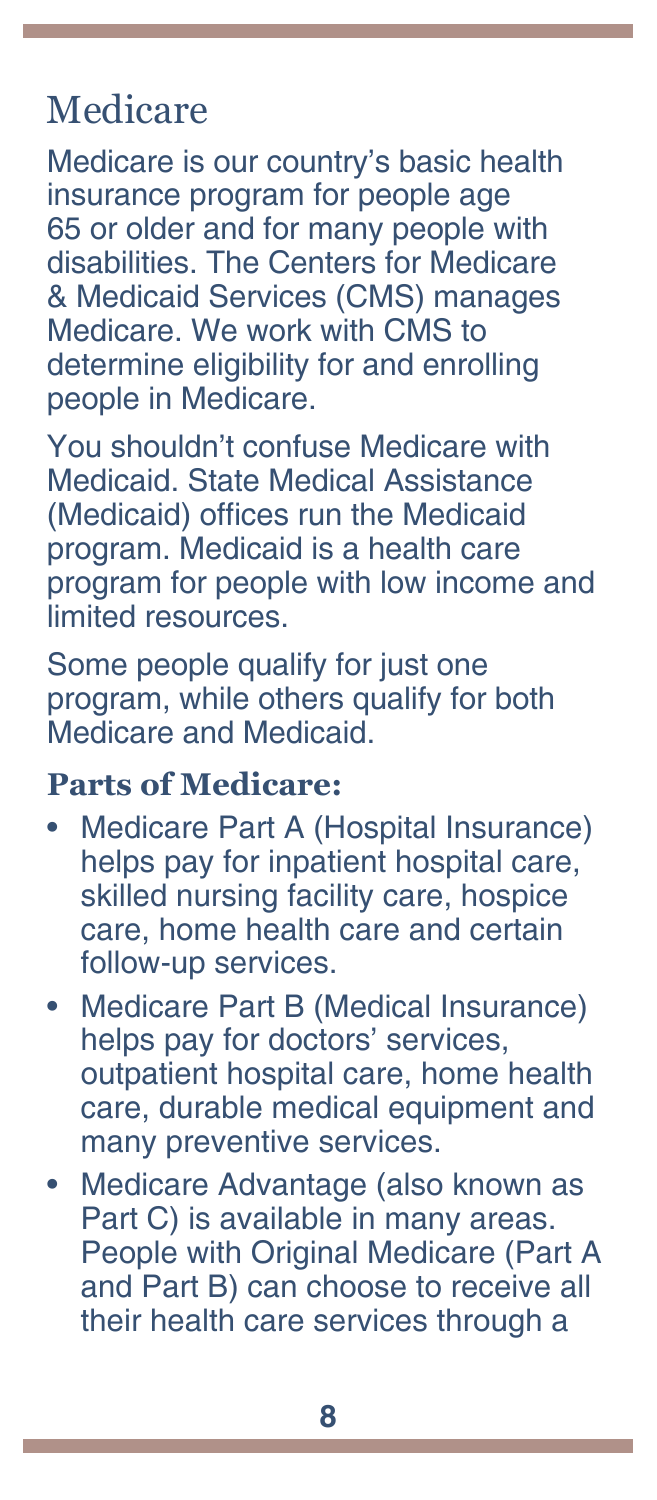## Medicare

Medicare is our country's basic health insurance program for people age 65 or older and for many people with disabilities. The Centers for Medicare & Medicaid Services (CMS) manages Medicare. We work with CMS to determine eligibility for and enrolling people in Medicare.

You shouldn't confuse Medicare with Medicaid. State Medical Assistance (Medicaid) offices run the Medicaid program. Medicaid is a health care program for people with low income and limited resources.

Some people qualify for just one program, while others qualify for both Medicare and Medicaid.

### Parts of Medicare:

- Medicare Part A (Hospital Insurance) helps pay for inpatient hospital care, skilled nursing facility care, hospice care, home health care and certain follow-up services.
- Medicare Part B (Medical Insurance) helps pay for doctors' services, outpatient hospital care, home health care, durable medical equipment and many preventive services.
- Medicare Advantage (also known as Part C) is available in many areas. People with Original Medicare (Part A and Part B) can choose to receive all their health care services through a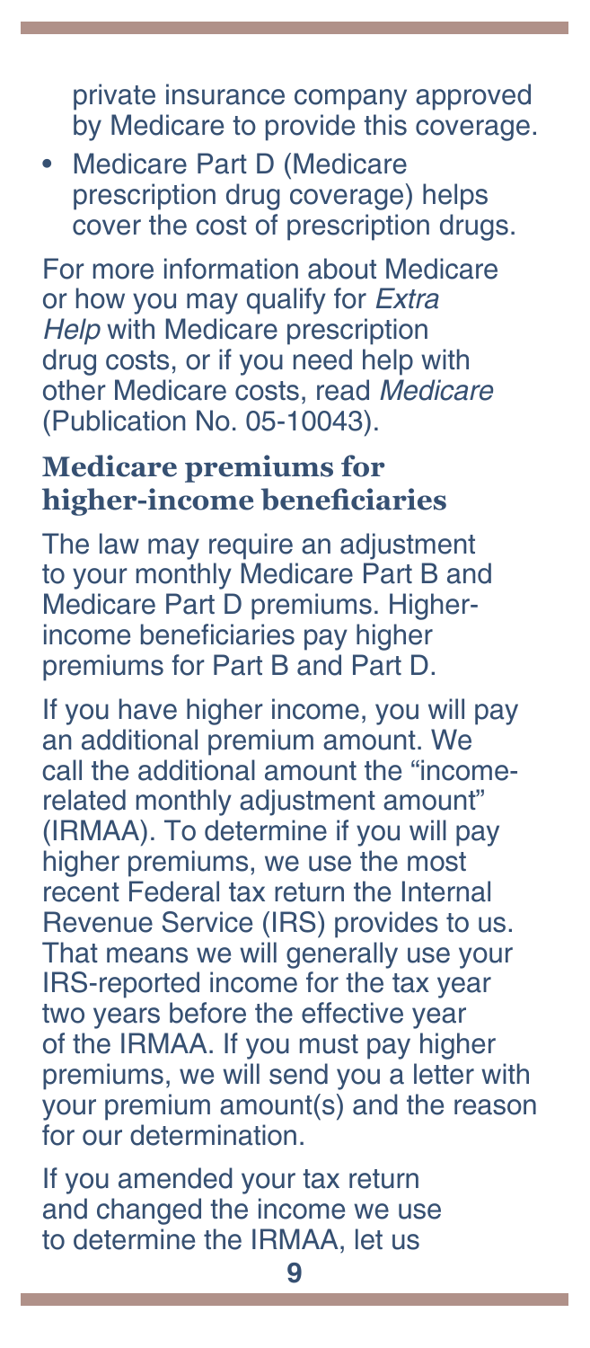private insurance company approved by Medicare to provide this coverage.

- Medicare Part D (Medicare prescription drug coverage) helps cover the cost of prescription drugs.

For more information about Medicare or how you may qualify for *Extra Help* with Medicare prescription drug costs, or if you need help with other Medicare costs, read *Medicare* (Publication No. 05-10043).

## Medicare premiums for higher-income beneficiaries

The law may require an adjustment to your monthly Medicare Part B and Medicare Part D premiums. Higher-income beneficiaries pay higher premiums for Part B and Part D.

If you have higher income, you will pay an additional premium amount. We call the additional amount the "income-related monthly adjustment amount" (IRMAA). To determine if you will pay higher premiums, we use the most recent Federal tax return the Internal Revenue Service (IRS) provides to us. That means we will generally use your IRS-reported income for the tax year two years before the effective year of the IRMAA. If you must pay higher premiums, we will send you a letter with your premium amount(s) and the reason for our determination.

If you amended your tax return and changed the income we use to determine the IRMAA, let us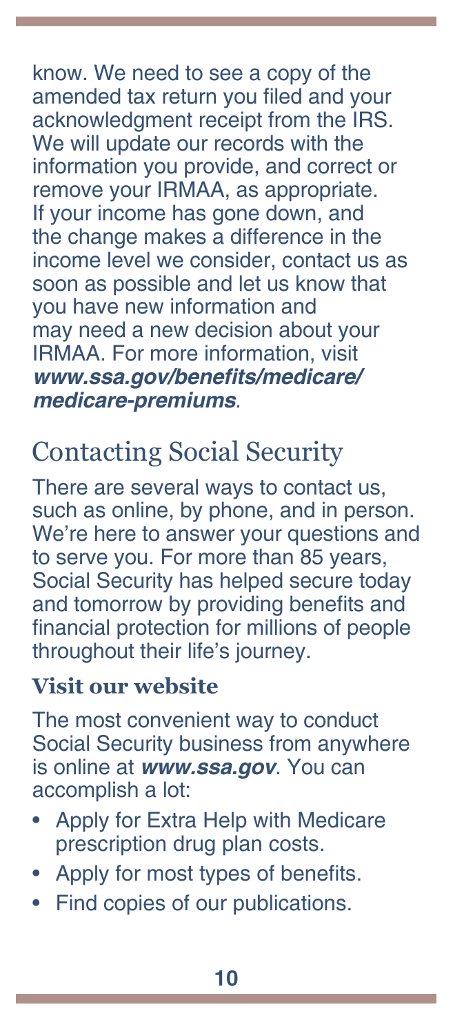know. We need to see a copy of the amended tax return you filed and your acknowledgment receipt from the IRS. We will update our records with the information you provide, and correct or remove your IRMAA, as appropriate. If your income has gone down, and the change makes a difference in the income level we consider, contact us as soon as possible and let us know that you have new information and may need a new decision about your IRMAA. For more information, visit ***www.ssa.gov/benefits/medicare/medicare-premiums***.

## Contacting Social Security

There are several ways to contact us, such as online, by phone, and in person. We're here to answer your questions and to serve you. For more than 85 years, Social Security has helped secure today and tomorrow by providing benefits and financial protection for millions of people throughout their life's journey.

### Visit our website

The most convenient way to conduct Social Security business from anywhere is online at ***www.ssa.gov***. You can accomplish a lot:

- Apply for Extra Help with Medicare prescription drug plan costs.
- Apply for most types of benefits.
- Find copies of our publications.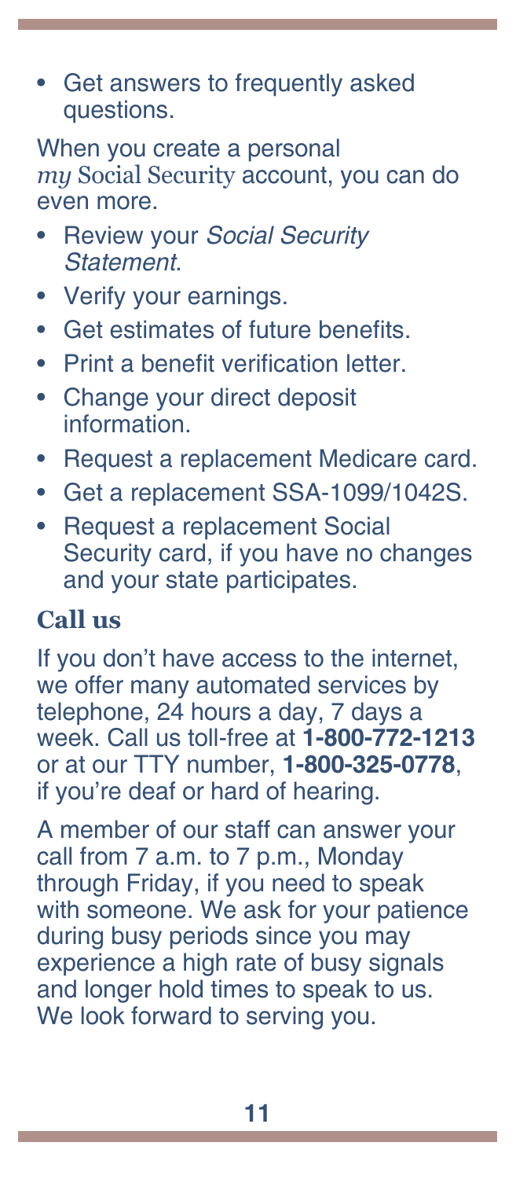- Get answers to frequently asked questions.

When you create a personal *my* Social Security account, you can do even more.

- Review your *Social Security Statement*.
- Verify your earnings.
- Get estimates of future benefits.
- Print a benefit verification letter.
- Change your direct deposit information.
- Request a replacement Medicare card.
- Get a replacement SSA-1099/1042S.
- Request a replacement Social Security card, if you have no changes and your state participates.

## Call us

If you don't have access to the internet, we offer many automated services by telephone, 24 hours a day, 7 days a week. Call us toll-free at **1-800-772-1213** or at our TTY number, **1-800-325-0778**, if you're deaf or hard of hearing.

A member of our staff can answer your call from 7 a.m. to 7 p.m., Monday through Friday, if you need to speak with someone. We ask for your patience during busy periods since you may experience a high rate of busy signals and longer hold times to speak to us. We look forward to serving you.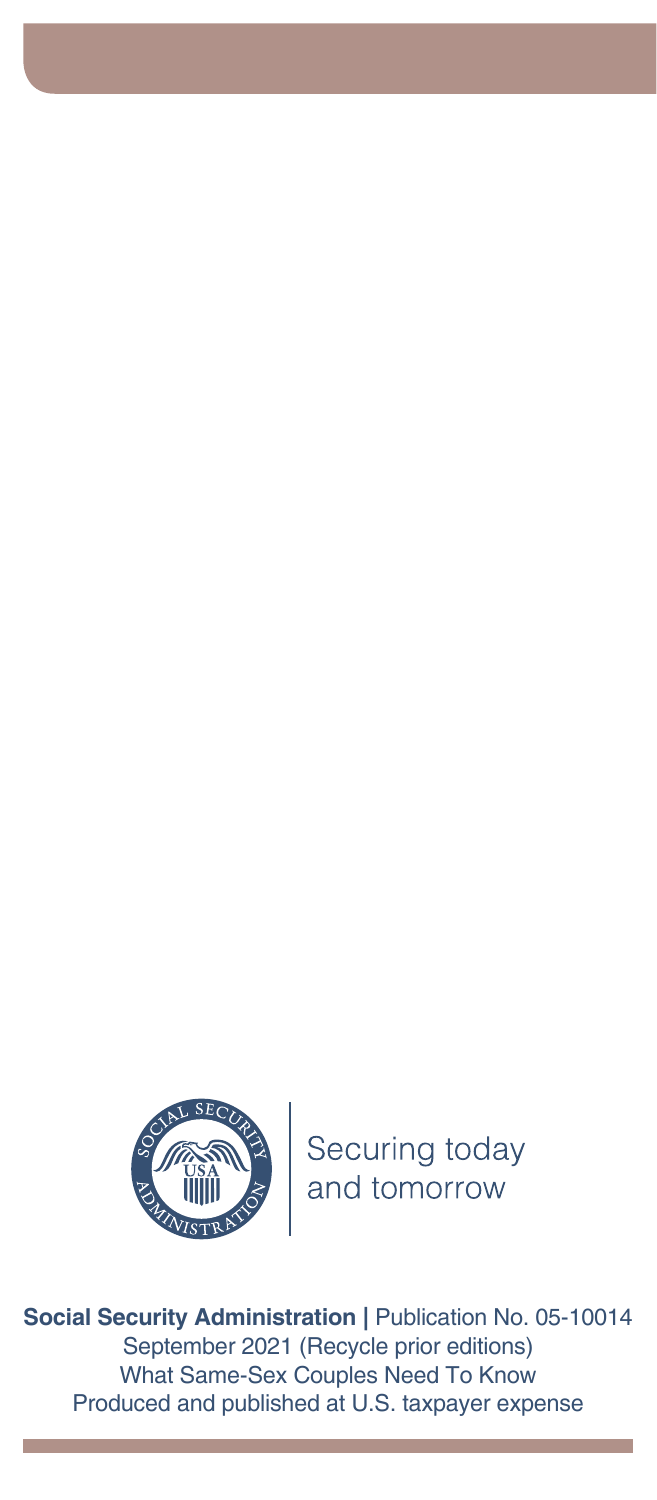Securing today
and tomorrow

**Social Security Administration |** Publication No. 05-10014
September 2021 (Recycle prior editions)
What Same-Sex Couples Need To Know
Produced and published at U.S. taxpayer expense